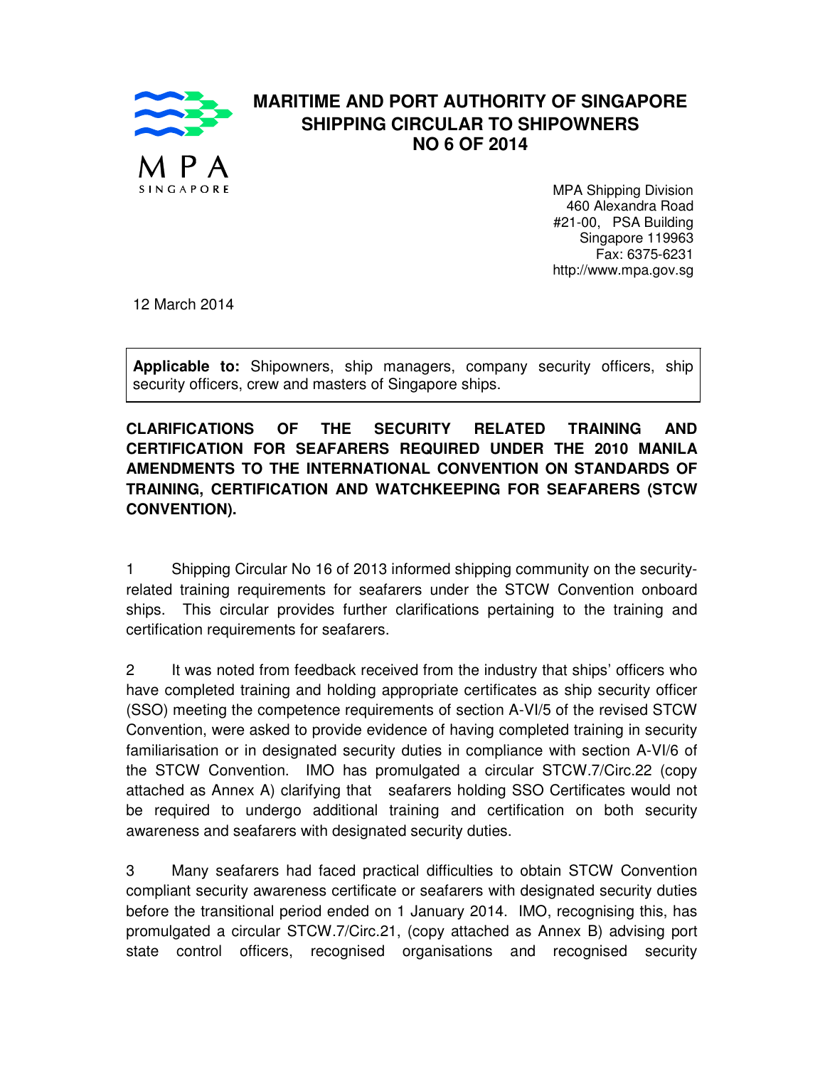# MARITIME AND PORT AUTHORITY OF SINGAPORE
## SHIPPING CIRCULAR TO SHIPOWNERS
## NO 6 OF 2014

MPA Shipping Division
460 Alexandra Road
#21-00, PSA Building
Singapore 119963
Fax: 6375-6231
http://www.mpa.gov.sg

12 March 2014

| **Applicable to:** Shipowners, ship managers, company security officers, ship security officers, crew and masters of Singapore ships. |
| --- |

**CLARIFICATIONS OF THE SECURITY RELATED TRAINING AND CERTIFICATION FOR SEAFARERS REQUIRED UNDER THE 2010 MANILA AMENDMENTS TO THE INTERNATIONAL CONVENTION ON STANDARDS OF TRAINING, CERTIFICATION AND WATCHKEEPING FOR SEAFARERS (STCW CONVENTION).**

1 Shipping Circular No 16 of 2013 informed shipping community on the security-related training requirements for seafarers under the STCW Convention onboard ships. This circular provides further clarifications pertaining to the training and certification requirements for seafarers.

2 It was noted from feedback received from the industry that ships' officers who have completed training and holding appropriate certificates as ship security officer (SSO) meeting the competence requirements of section A-VI/5 of the revised STCW Convention, were asked to provide evidence of having completed training in security familiarisation or in designated security duties in compliance with section A-VI/6 of the STCW Convention. IMO has promulgated a circular STCW.7/Circ.22 (copy attached as Annex A) clarifying that seafarers holding SSO Certificates would not be required to undergo additional training and certification on both security awareness and seafarers with designated security duties.

3 Many seafarers had faced practical difficulties to obtain STCW Convention compliant security awareness certificate or seafarers with designated security duties before the transitional period ended on 1 January 2014. IMO, recognising this, has promulgated a circular STCW.7/Circ.21, (copy attached as Annex B) advising port state control officers, recognised organisations and recognised security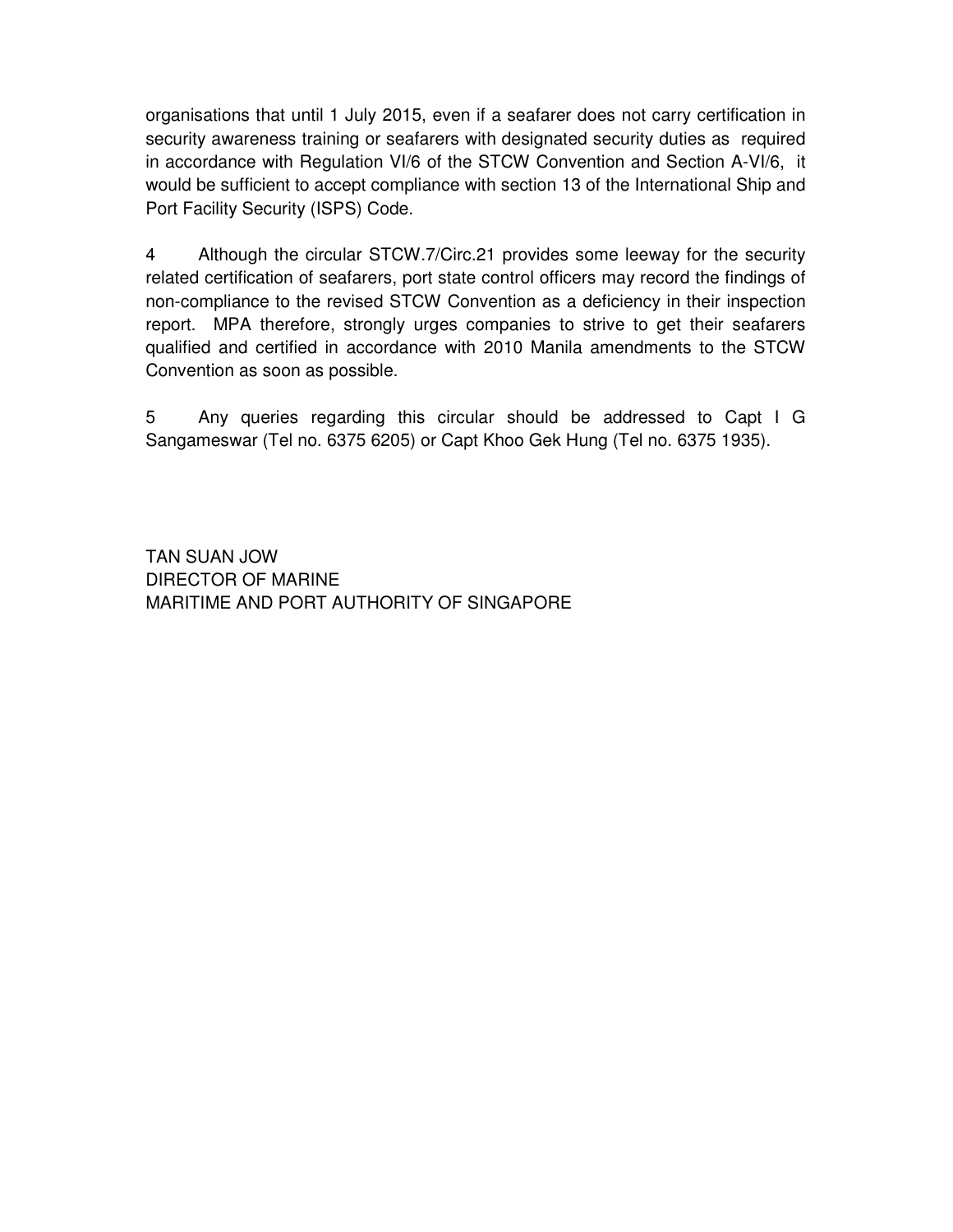organisations that until 1 July 2015, even if a seafarer does not carry certification in security awareness training or seafarers with designated security duties as required in accordance with Regulation VI/6 of the STCW Convention and Section A-VI/6, it would be sufficient to accept compliance with section 13 of the International Ship and Port Facility Security (ISPS) Code.

4 Although the circular STCW.7/Circ.21 provides some leeway for the security related certification of seafarers, port state control officers may record the findings of non-compliance to the revised STCW Convention as a deficiency in their inspection report. MPA therefore, strongly urges companies to strive to get their seafarers qualified and certified in accordance with 2010 Manila amendments to the STCW Convention as soon as possible.

5 Any queries regarding this circular should be addressed to Capt I G Sangameswar (Tel no. 6375 6205) or Capt Khoo Gek Hung (Tel no. 6375 1935).

TAN SUAN JOW
DIRECTOR OF MARINE
MARITIME AND PORT AUTHORITY OF SINGAPORE